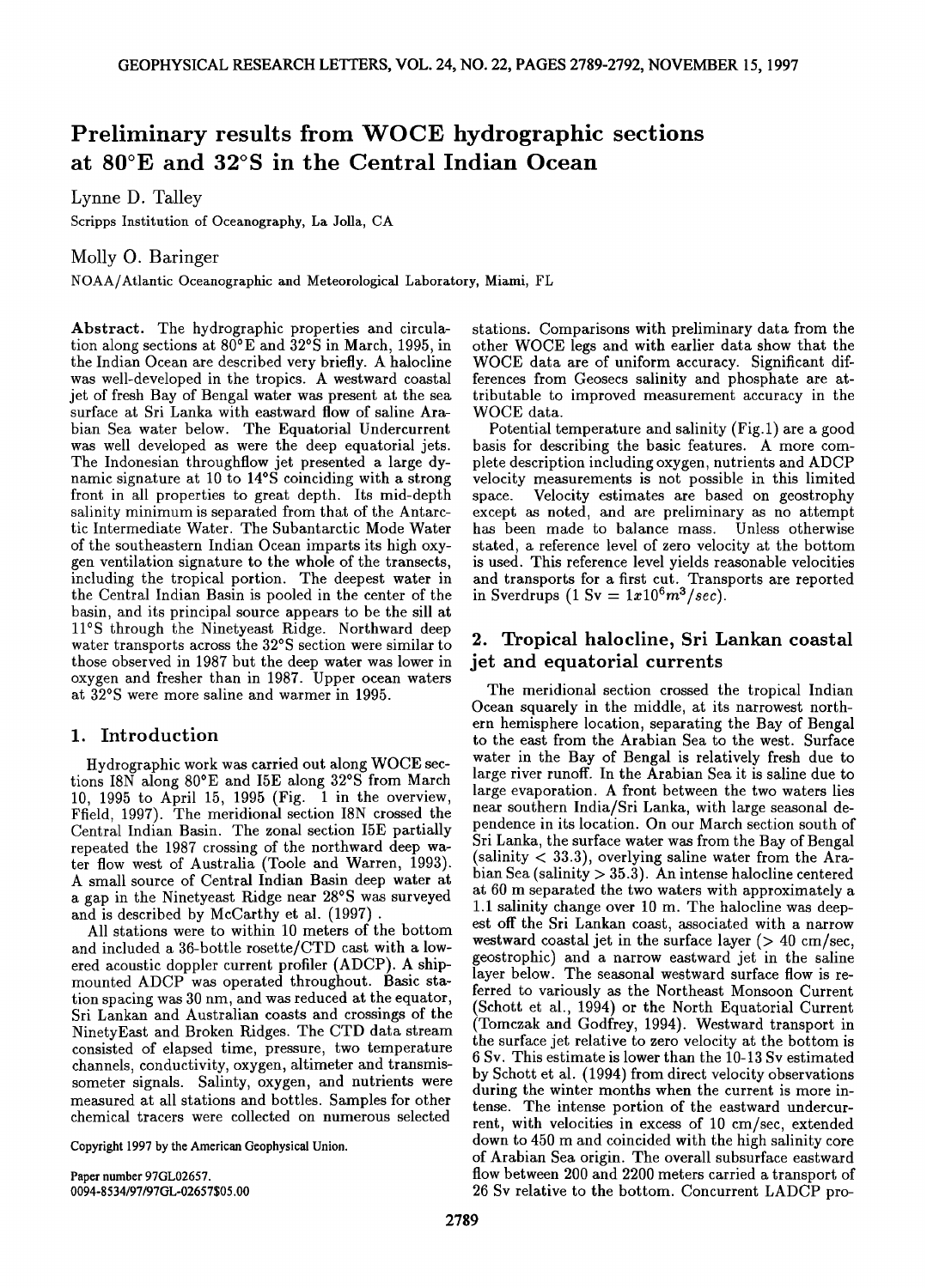# Preliminary results from WOCE hydrographic sections at 80°E and 32°S in the Central Indian Ocean

Lynne D. Talley

Scripps Institution of Oceanography, La Jolla, CA

Molly O. Baringer

NOAA/Atlantic Oceanographic and Meteorological Laboratory, Miami, FL

**Abstract.** The hydrographic properties and circulation along sections at 80°E and 32°S in March, 1995, in the Indian Ocean are described very briefly. A halocline was well-developed in the tropics. A westward coastal jet of fresh Bay of Bengal water was present at the sea surface at Sri Lanka with eastward flow of saline Arabian Sea water below. The Equatorial Undercurrent was well developed as were the deep equatorial jets. The Indonesian throughflow jet presented a large dynamic signature at 10 to 14°S coinciding with a strong front in all properties to great depth. Its mid-depth salinity minimum is separated from that of the Antarctic Intermediate Water. The Subantarctic Mode Water of the southeastern Indian Ocean imparts its high oxygen ventilation signature to the whole of the transects, including the tropical portion. The deepest water in the Central Indian Basin is pooled in the center of the basin, and its principal source appears to be the sill at 11°S through the Ninetyeast Ridge. Northward deep water transports across the 32°S section were similar to those observed in 1987 but the deep water was lower in oxygen and fresher than in 1987. Upper ocean waters at 32°S were more saline and warmer in 1995.

## 1. Introduction

Hydrographic work was carried out along WOCE sections I8N along 80°E and I5E along 32°S from March 10, 1995 to April 15, 1995 (Fig. 1 in the overview, Ffield, 1997). The meridional section I8N crossed the Central Indian Basin. The zonal section I5E partially repeated the 1987 crossing of the northward deep water flow west of Australia (Toole and Warren, 1993). A small source of Central Indian Basin deep water at a gap in the Ninetyeast Ridge near 28°S was surveyed and is described by McCarthy et al. (1997) .

All stations were to within 10 meters of the bottom and included a 36-bottle rosette/CTD cast with a lowered acoustic doppler current profiler (ADCP). A ship-mounted ADCP was operated throughout. Basic station spacing was 30 nm, and was reduced at the equator, Sri Lankan and Australian coasts and crossings of the NinetyEast and Broken Ridges. The CTD data stream consisted of elapsed time, pressure, two temperature channels, conductivity, oxygen, altimeter and transmissometer signals. Salinty, oxygen, and nutrients were measured at all stations and bottles. Samples for other chemical tracers were collected on numerous selected stations. Comparisons with preliminary data from the other WOCE legs and with earlier data show that the WOCE data are of uniform accuracy. Significant differences from Geosecs salinity and phosphate are attributable to improved measurement accuracy in the WOCE data.

Copyright 1997 by the American Geophysical Union.

Paper number 97GL02657.
0094-8534/97/97GL-02657$05.00

Potential temperature and salinity (Fig.1) are a good basis for describing the basic features. A more complete description including oxygen, nutrients and ADCP velocity measurements is not possible in this limited space. Velocity estimates are based on geostrophy except as noted, and are preliminary as no attempt has been made to balance mass. Unless otherwise stated, a reference level of zero velocity at the bottom is used. This reference level yields reasonable velocities and transports for a first cut. Transports are reported in Sverdrups (1 Sv = $1x10^6 m^3/sec$).

## 2. Tropical halocline, Sri Lankan coastal jet and equatorial currents

The meridional section crossed the tropical Indian Ocean squarely in the middle, at its narrowest northern hemisphere location, separating the Bay of Bengal to the east from the Arabian Sea to the west. Surface water in the Bay of Bengal is relatively fresh due to large river runoff. In the Arabian Sea it is saline due to large evaporation. A front between the two waters lies near southern India/Sri Lanka, with large seasonal dependence in its location. On our March section south of Sri Lanka, the surface water was from the Bay of Bengal (salinity < 33.3), overlying saline water from the Arabian Sea (salinity > 35.3). An intense halocline centered at 60 m separated the two waters with approximately a 1.1 salinity change over 10 m. The halocline was deepest off the Sri Lankan coast, associated with a narrow westward coastal jet in the surface layer (> 40 cm/sec, geostrophic) and a narrow eastward jet in the saline layer below. The seasonal westward surface flow is referred to variously as the Northeast Monsoon Current (Schott et al., 1994) or the North Equatorial Current (Tomczak and Godfrey, 1994). Westward transport in the surface jet relative to zero velocity at the bottom is 6 Sv. This estimate is lower than the 10-13 Sv estimated by Schott et al. (1994) from direct velocity observations during the winter months when the current is more intense. The intense portion of the eastward undercurrent, with velocities in excess of 10 cm/sec, extended down to 450 m and coincided with the high salinity core of Arabian Sea origin. The overall subsurface eastward flow between 200 and 2200 meters carried a transport of 26 Sv relative to the bottom. Concurrent LADCP pro-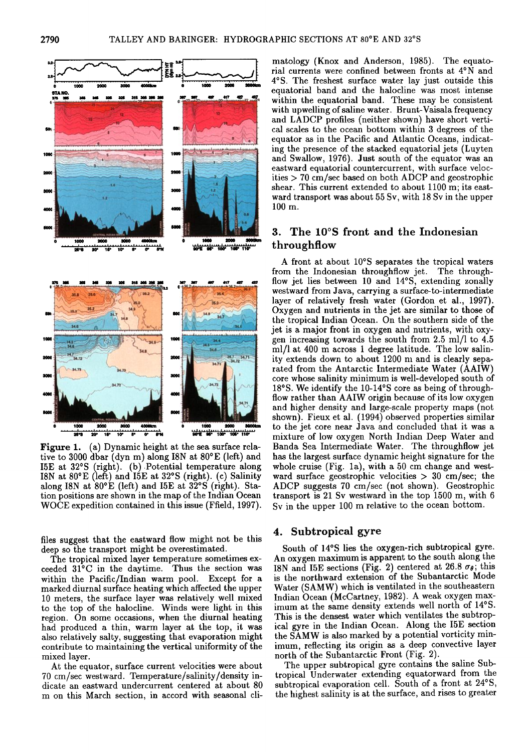**Figure 1.** (a) Dynamic height at the sea surface relative to 3000 dbar (dyn m) along I8N at 80°E (left) and I5E at 32°S (right). (b) Potential temperature along I8N at 80°E (left) and I5E at 32°S (right). (c) Salinity along I8N at 80°E (left) and I5E at 32°S (right). Station positions are shown in the map of the Indian Ocean WOCE expedition contained in this issue (Ffield, 1997).

files suggest that the eastward flow might not be this deep so the transport might be overestimated.

The tropical mixed layer temperature sometimes exceeded 31°C in the daytime. Thus the section was within the Pacific/Indian warm pool. Except for a marked diurnal surface heating which affected the upper 10 meters, the surface layer was relatively well mixed to the top of the halocline. Winds were light in this region. On some occasions, when the diurnal heating had produced a thin, warm layer at the top, it was also relatively salty, suggesting that evaporation might contribute to maintaining the vertical uniformity of the mixed layer.

At the equator, surface current velocities were about 70 cm/sec westward. Temperature/salinity/density indicate an eastward undercurrent centered at about 80 m on this March section, in accord with seasonal climatology (Knox and Anderson, 1985). The equatorial currents were confined between fronts at 4°N and 4°S. The freshest surface water lay just outside this equatorial band and the halocline was most intense within the equatorial band. These may be consistent with upwelling of saline water. Brunt-Vaisala frequency and LADCP profiles (neither shown) have short vertical scales to the ocean bottom within 3 degrees of the equator as in the Pacific and Atlantic Oceans, indicating the presence of the stacked equatorial jets (Luyten and Swallow, 1976). Just south of the equator was an eastward equatorial countercurrent, with surface velocities > 70 cm/sec based on both ADCP and geostrophic shear. This current extended to about 1100 m; its eastward transport was about 55 Sv, with 18 Sv in the upper 100 m.

## 3. The 10°S front and the Indonesian throughflow

A front at about 10°S separates the tropical waters from the Indonesian throughflow jet. The throughflow jet lies between 10 and 14°S, extending zonally westward from Java, carrying a surface-to-intermediate layer of relatively fresh water (Gordon et al., 1997). Oxygen and nutrients in the jet are similar to those of the tropical Indian Ocean. On the southern side of the jet is a major front in oxygen and nutrients, with oxygen increasing towards the south from 2.5 ml/l to 4.5 ml/l at 400 m across 1 degree latitude. The low salinity extends down to about 1200 m and is clearly separated from the Antarctic Intermediate Water (AAIW) core whose salinity minimum is well-developed south of 18°S. We identify the 10-14°S core as being of throughflow rather than AAIW origin because of its low oxygen and higher density and large-scale property maps (not shown). Fieux et al. (1994) observed properties similar to the jet core near Java and concluded that it was a mixture of low oxygen North Indian Deep Water and Banda Sea Intermediate Water. The throughflow jet has the largest surface dynamic height signature for the whole cruise (Fig. 1a), with a 50 cm change and westward surface geostrophic velocities > 30 cm/sec; the ADCP suggests 70 cm/sec (not shown). Geostrophic transport is 21 Sv westward in the top 1500 m, with 6 Sv in the upper 100 m relative to the ocean bottom.

## 4. Subtropical gyre

South of 14°S lies the oxygen-rich subtropical gyre. An oxygen maximum is apparent to the south along the I8N and I5E sections (Fig. 2) centered at 26.8 $\sigma_\theta$; this is the northward extension of the Subantarctic Mode Water (SAMW) which is ventilated in the southeastern Indian Ocean (McCartney, 1982). A weak oxygen maximum at the same density extends well north of 14°S. This is the densest water which ventilates the subtropical gyre in the Indian Ocean. Along the I5E section the SAMW is also marked by a potential vorticity minimum, reflecting its origin as a deep convective layer north of the Subantarctic Front (Fig. 2).

The upper subtropical gyre contains the saline Subtropical Underwater extending equatorward from the subtropical evaporation cell. South of a front at 24°S, the highest salinity is at the surface, and rises to greater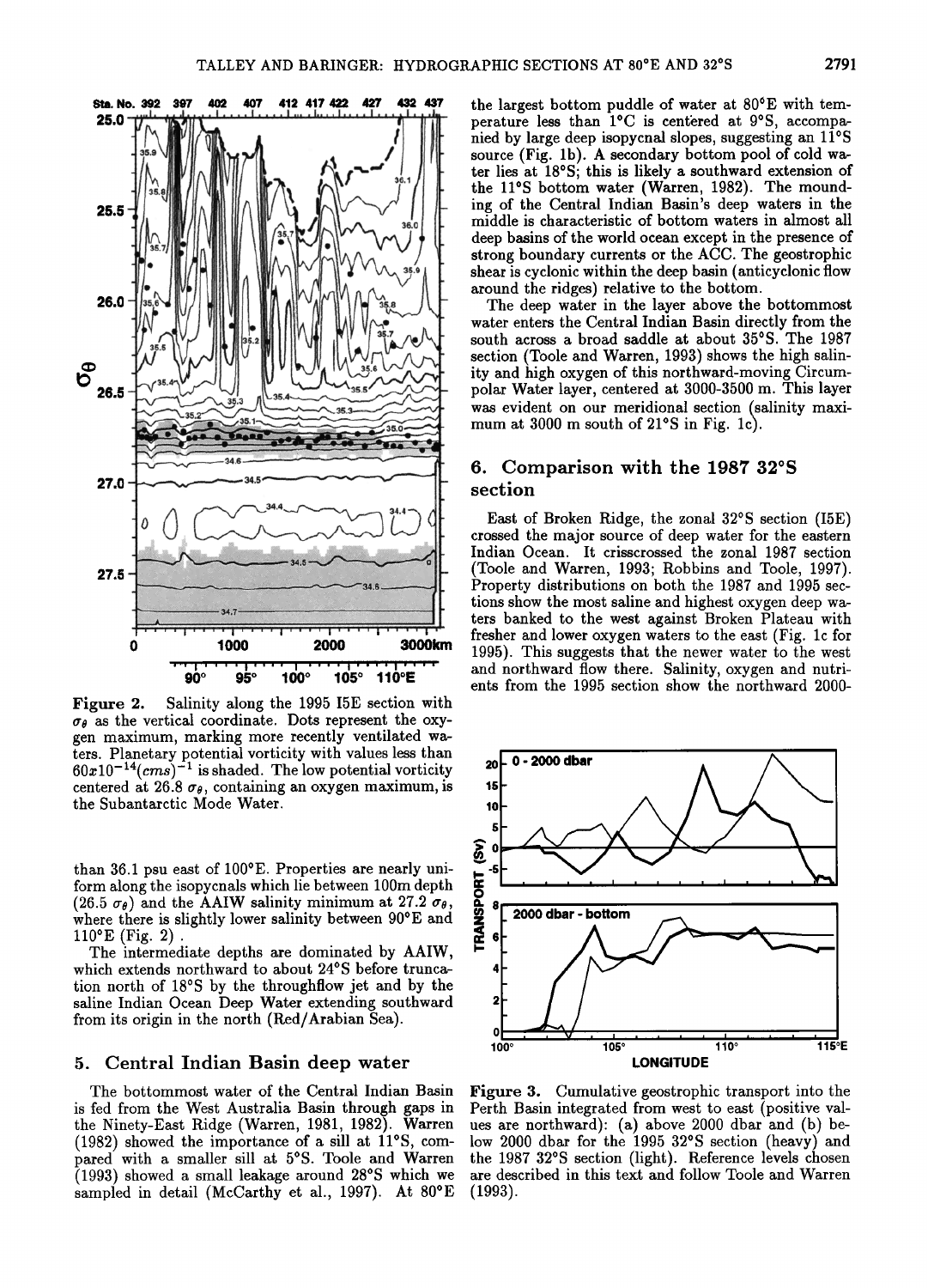Figure 2. Salinity along the 1995 I5E section with $\sigma_\theta$ as the vertical coordinate. Dots represent the oxygen maximum, marking more recently ventilated waters. Planetary potential vorticity with values less than $60x10^{-14}(cms)^{-1}$ is shaded. The low potential vorticity centered at 26.8 $\sigma_\theta$, containing an oxygen maximum, is the Subantarctic Mode Water.

than 36.1 psu east of 100°E. Properties are nearly uniform along the isopycnals which lie between 100m depth (26.5 $\sigma_\theta$) and the AAIW salinity minimum at 27.2 $\sigma_\theta$, where there is slightly lower salinity between 90°E and 110°E (Fig. 2).

The intermediate depths are dominated by AAIW, which extends northward to about 24°S before truncation north of 18°S by the throughflow jet and by the saline Indian Ocean Deep Water extending southward from its origin in the north (Red/Arabian Sea).

## 5. Central Indian Basin deep water

The bottommost water of the Central Indian Basin is fed from the West Australia Basin through gaps in the Ninety-East Ridge (Warren, 1981, 1982). Warren (1982) showed the importance of a sill at 11°S, compared with a smaller sill at 5°S. Toole and Warren (1993) showed a small leakage around 28°S which we sampled in detail (McCarthy et al., 1997). At 80°E the largest bottom puddle of water at 80°E with temperature less than 1°C is centered at 9°S, accompanied by large deep isopycnal slopes, suggesting an 11°S source (Fig. 1b). A secondary bottom pool of cold water lies at 18°S; this is likely a southward extension of the 11°S bottom water (Warren, 1982). The mounding of the Central Indian Basin's deep waters in the middle is characteristic of bottom waters in almost all deep basins of the world ocean except in the presence of strong boundary currents or the ACC. The geostrophic shear is cyclonic within the deep basin (anticyclonic flow around the ridges) relative to the bottom.

The deep water in the layer above the bottommost water enters the Central Indian Basin directly from the south across a broad saddle at about 35°S. The 1987 section (Toole and Warren, 1993) shows the high salinity and high oxygen of this northward-moving Circumpolar Water layer, centered at 3000-3500 m. This layer was evident on our meridional section (salinity maximum at 3000 m south of 21°S in Fig. 1c).

## 6. Comparison with the 1987 32°S section

East of Broken Ridge, the zonal 32°S section (I5E) crossed the major source of deep water for the eastern Indian Ocean. It crisscrossed the zonal 1987 section (Toole and Warren, 1993; Robbins and Toole, 1997). Property distributions on both the 1987 and 1995 sections show the most saline and highest oxygen deep waters banked to the west against Broken Plateau with fresher and lower oxygen waters to the east (Fig. 1c for 1995). This suggests that the newer water to the west and northward flow there. Salinity, oxygen and nutrients from the 1995 section show the northward 2000-

Figure 3. Cumulative geostrophic transport into the Perth Basin integrated from west to east (positive values are northward): (a) above 2000 dbar and (b) below 2000 dbar for the 1995 32°S section (heavy) and the 1987 32°S section (light). Reference levels chosen are described in this text and follow Toole and Warren (1993).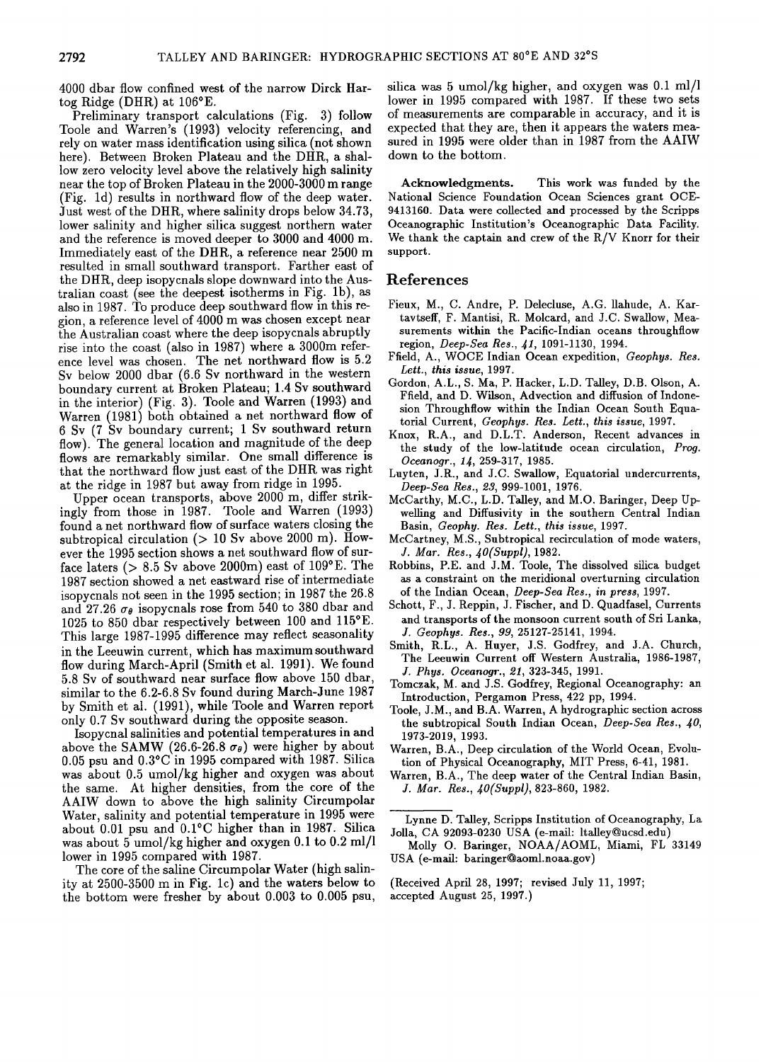4000 dbar flow confined west of the narrow Dirck Hartog Ridge (DHR) at 106°E.

Preliminary transport calculations (Fig. 3) follow Toole and Warren's (1993) velocity referencing, and rely on water mass identification using silica (not shown here). Between Broken Plateau and the DHR, a shallow zero velocity level above the relatively high salinity near the top of Broken Plateau in the 2000-3000 m range (Fig. 1d) results in northward flow of the deep water. Just west of the DHR, where salinity drops below 34.73, lower salinity and higher silica suggest northern water and the reference is moved deeper to 3000 and 4000 m. Immediately east of the DHR, a reference near 2500 m resulted in small southward transport. Farther east of the DHR, deep isopycnals slope downward into the Australian coast (see the deepest isotherms in Fig. 1b), as also in 1987. To produce deep southward flow in this region, a reference level of 4000 m was chosen except near the Australian coast where the deep isopycnals abruptly rise into the coast (also in 1987) where a 3000m reference level was chosen. The net northward flow is 5.2 Sv below 2000 dbar (6.6 Sv northward in the western boundary current at Broken Plateau; 1.4 Sv southward in the interior) (Fig. 3). Toole and Warren (1993) and Warren (1981) both obtained a net northward flow of 6 Sv (7 Sv boundary current; 1 Sv southward return flow). The general location and magnitude of the deep flows are remarkably similar. One small difference is that the northward flow just east of the DHR was right at the ridge in 1987 but away from ridge in 1995.

Upper ocean transports, above 2000 m, differ strikingly from those in 1987. Toole and Warren (1993) found a net northward flow of surface waters closing the subtropical circulation (> 10 Sv above 2000 m). However the 1995 section shows a net southward flow of surface laters (> 8.5 Sv above 2000m) east of 109°E. The 1987 section showed a net eastward rise of intermediate isopycnals not seen in the 1995 section; in 1987 the 26.8 and 27.26 $\sigma_\theta$ isopycnals rose from 540 to 380 dbar and 1025 to 850 dbar respectively between 100 and 115°E. This large 1987-1995 difference may reflect seasonality in the Leeuwin current, which has maximum southward flow during March-April (Smith et al. 1991). We found 5.8 Sv of southward near surface flow above 150 dbar, similar to the 6.2-6.8 Sv found during March-June 1987 by Smith et al. (1991), while Toole and Warren report only 0.7 Sv southward during the opposite season.

Isopycnal salinities and potential temperatures in and above the SAMW (26.6-26.8 $\sigma_\theta$) were higher by about 0.05 psu and 0.3°C in 1995 compared with 1987. Silica was about 0.5 umol/kg higher and oxygen was about the same. At higher densities, from the core of the AAIW down to above the high salinity Circumpolar Water, salinity and potential temperature in 1995 were about 0.01 psu and 0.1°C higher than in 1987. Silica was about 5 umol/kg higher and oxygen 0.1 to 0.2 ml/l lower in 1995 compared with 1987.

The core of the saline Circumpolar Water (high salinity at 2500-3500 m in Fig. 1c) and the waters below to the bottom were fresher by about 0.003 to 0.005 psu, silica was 5 umol/kg higher, and oxygen was 0.1 ml/l lower in 1995 compared with 1987. If these two sets of measurements are comparable in accuracy, and it is expected that they are, then it appears the waters measured in 1995 were older than in 1987 from the AAIW down to the bottom.

**Acknowledgments.** This work was funded by the National Science Foundation Ocean Sciences grant OCE-9413160. Data were collected and processed by the Scripps Oceanographic Institution's Oceanographic Data Facility. We thank the captain and crew of the R/V Knorr for their support.

## References

Fieux, M., C. Andre, P. Delecluse, A.G. Ilahude, A. Kartavtseff, F. Mantisi, R. Molcard, and J.C. Swallow, Measurements within the Pacific-Indian oceans throughflow region, *Deep-Sea Res.*, *41*, 1091-1130, 1994.

Ffield, A., WOCE Indian Ocean expedition, *Geophys. Res. Lett.*, *this issue*, 1997.

Gordon, A.L., S. Ma, P. Hacker, L.D. Talley, D.B. Olson, A. Ffield, and D. Wilson, Advection and diffusion of Indonesion Throughflow within the Indian Ocean South Equatorial Current, *Geophys. Res. Lett.*, *this issue*, 1997.

Knox, R.A., and D.L.T. Anderson, Recent advances in the study of the low-latitude ocean circulation, *Prog. Oceanogr.*, *14*, 259-317, 1985.

Luyten, J.R., and J.C. Swallow, Equatorial undercurrents, *Deep-Sea Res.*, *23*, 999-1001, 1976.

McCarthy, M.C., L.D. Talley, and M.O. Baringer, Deep Upwelling and Diffusivity in the southern Central Indian Basin, *Geophy. Res. Lett.*, *this issue*, 1997.

McCartney, M.S., Subtropical recirculation of mode waters, *J. Mar. Res.*, *40(Suppl)*, 1982.

Robbins, P.E. and J.M. Toole, The dissolved silica budget as a constraint on the meridional overturning circulation of the Indian Ocean, *Deep-Sea Res.*, *in press*, 1997.

Schott, F., J. Reppin, J. Fischer, and D. Quadfasel, Currents and transports of the monsoon current south of Sri Lanka, *J. Geophys. Res.*, *99*, 25127-25141, 1994.

Smith, R.L., A. Huyer, J.S. Godfrey, and J.A. Church, The Leeuwin Current off Western Australia, 1986-1987, *J. Phys. Oceanogr.*, *21*, 323-345, 1991.

Tomczak, M. and J.S. Godfrey, Regional Oceanography: an Introduction, Pergamon Press, 422 pp, 1994.

Toole, J.M., and B.A. Warren, A hydrographic section across the subtropical South Indian Ocean, *Deep-Sea Res.*, *40*, 1973-2019, 1993.

Warren, B.A., Deep circulation of the World Ocean, Evolution of Physical Oceanography, MIT Press, 6-41, 1981.

Warren, B.A., The deep water of the Central Indian Basin, *J. Mar. Res.*, *40(Suppl)*, 823-860, 1982.

Lynne D. Talley, Scripps Institution of Oceanography, La Jolla, CA 92093-0230 USA (e-mail: ltalley@ucsd.edu)

Molly O. Baringer, NOAA/AOML, Miami, FL 33149 USA (e-mail: baringer@aoml.noaa.gov)

(Received April 28, 1997; revised July 11, 1997; accepted August 25, 1997.)